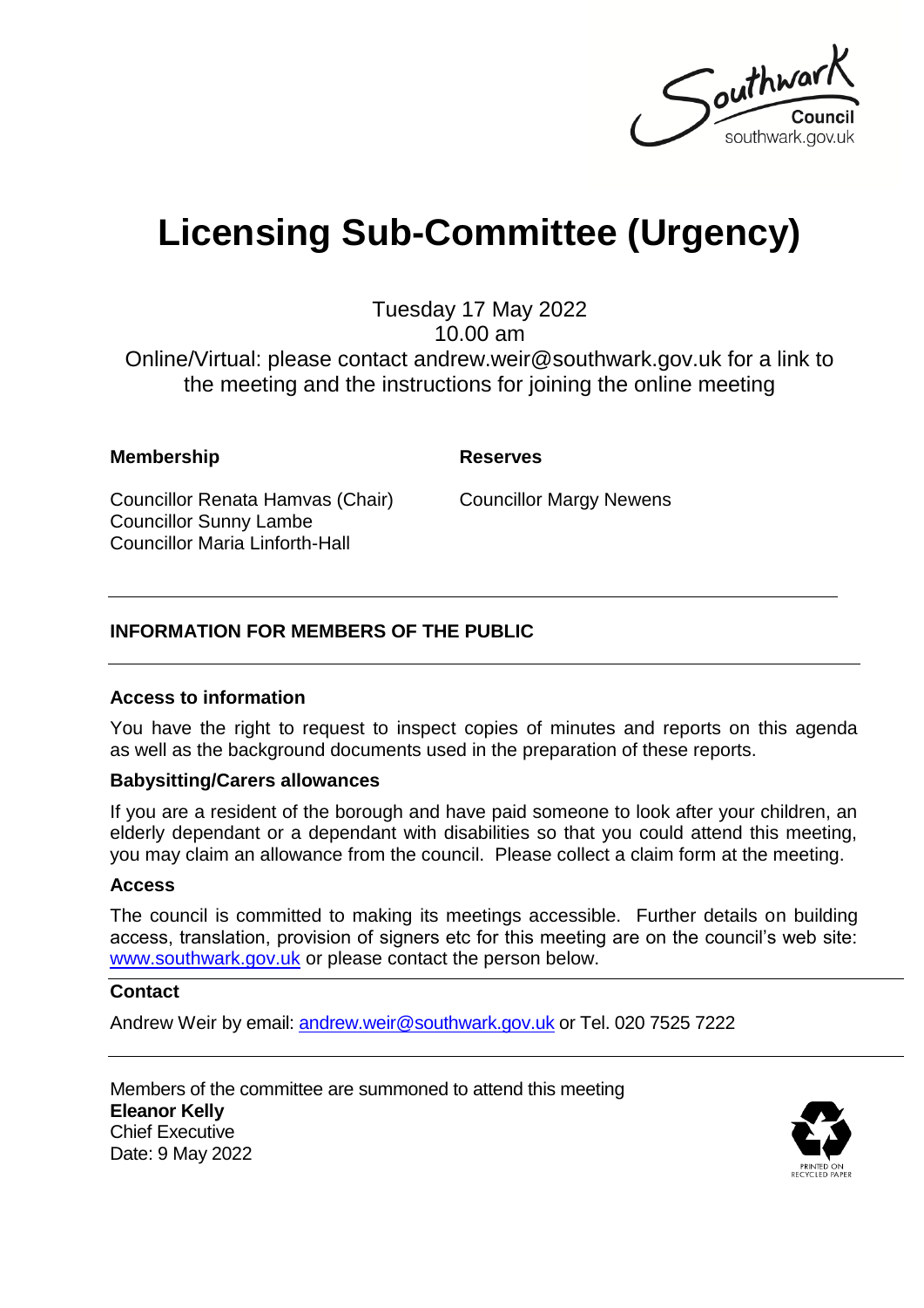# Licensing Sub-Committee (Urgency)

Tuesday 17 May 2022
10.00 am
Online/Virtual: please contact andrew.weir@southwark.gov.uk for a link to the meeting and the instructions for joining the online meeting

| **Membership** | **Reserves** |
| --- | --- |
| Councillor Renata Hamvas (Chair) | Councillor Margy Newens |
| Councillor Sunny Lambe | |
| Councillor Maria Linforth-Hall | |

---

## INFORMATION FOR MEMBERS OF THE PUBLIC

---

**Access to information**

You have the right to request to inspect copies of minutes and reports on this agenda as well as the background documents used in the preparation of these reports.

**Babysitting/Carers allowances**

If you are a resident of the borough and have paid someone to look after your children, an elderly dependant or a dependant with disabilities so that you could attend this meeting, you may claim an allowance from the council. Please collect a claim form at the meeting.

**Access**

The council is committed to making its meetings accessible. Further details on building access, translation, provision of signers etc for this meeting are on the council's web site: www.southwark.gov.uk or please contact the person below.

**Contact**

Andrew Weir by email: andrew.weir@southwark.gov.uk or Tel. 020 7525 7222

---

Members of the committee are summoned to attend this meeting
**Eleanor Kelly**
Chief Executive
Date: 9 May 2022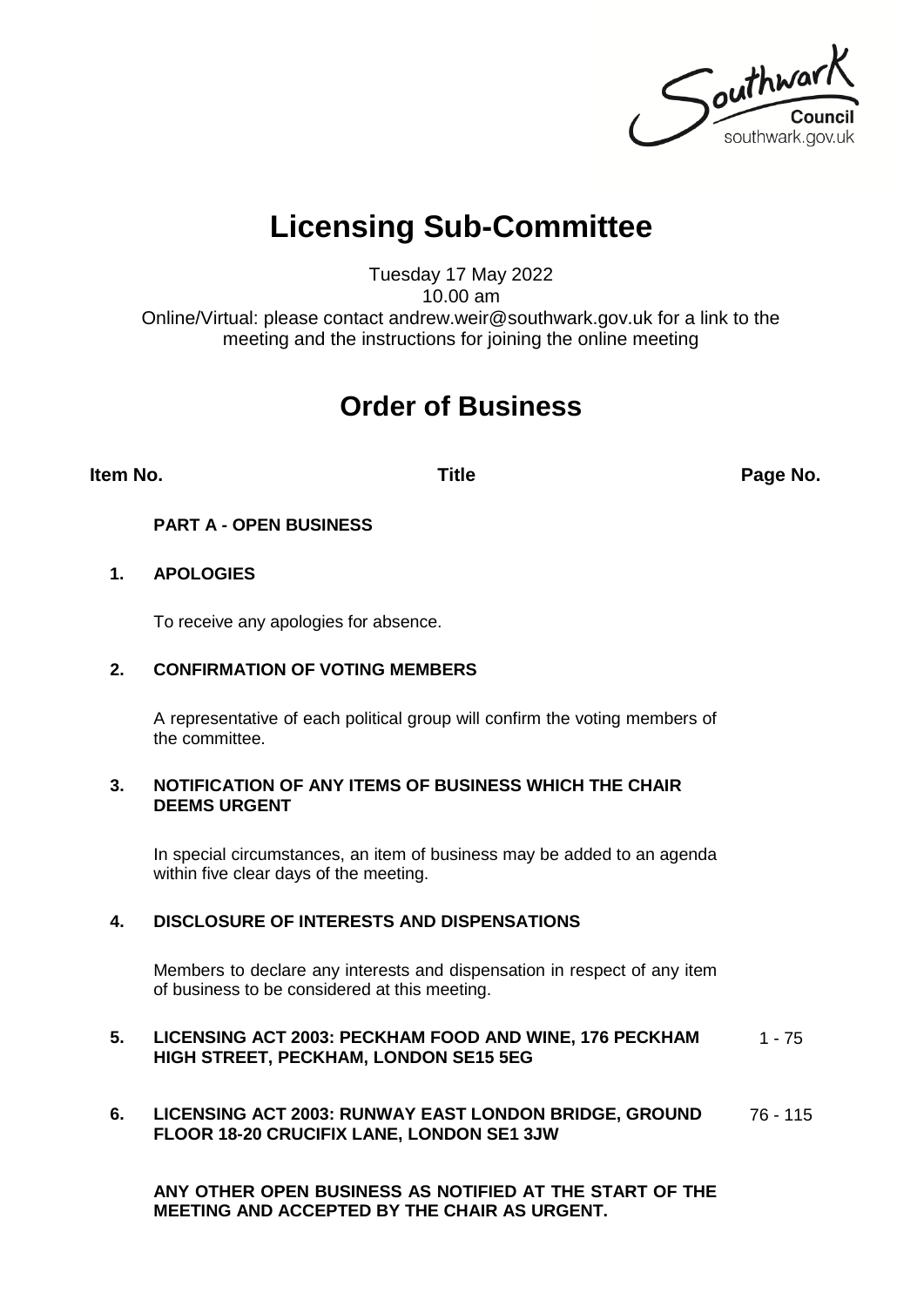Southwark Council
southwark.gov.uk

# Licensing Sub-Committee

Tuesday 17 May 2022
10.00 am
Online/Virtual: please contact andrew.weir@southwark.gov.uk for a link to the meeting and the instructions for joining the online meeting

# Order of Business

| Item No. | Title | Page No. |
|---|---|---|
| | **PART A - OPEN BUSINESS** | |
| **1.** | **APOLOGIES**<br><br>To receive any apologies for absence. | |
| **2.** | **CONFIRMATION OF VOTING MEMBERS**<br><br>A representative of each political group will confirm the voting members of the committee. | |
| **3.** | **NOTIFICATION OF ANY ITEMS OF BUSINESS WHICH THE CHAIR DEEMS URGENT**<br><br>In special circumstances, an item of business may be added to an agenda within five clear days of the meeting. | |
| **4.** | **DISCLOSURE OF INTERESTS AND DISPENSATIONS**<br><br>Members to declare any interests and dispensation in respect of any item of business to be considered at this meeting. | |
| **5.** | **LICENSING ACT 2003: PECKHAM FOOD AND WINE, 176 PECKHAM HIGH STREET, PECKHAM, LONDON SE15 5EG** | 1 - 75 |
| **6.** | **LICENSING ACT 2003: RUNWAY EAST LONDON BRIDGE, GROUND FLOOR 18-20 CRUCIFIX LANE, LONDON SE1 3JW** | 76 - 115 |
| | **ANY OTHER OPEN BUSINESS AS NOTIFIED AT THE START OF THE MEETING AND ACCEPTED BY THE CHAIR AS URGENT.** | |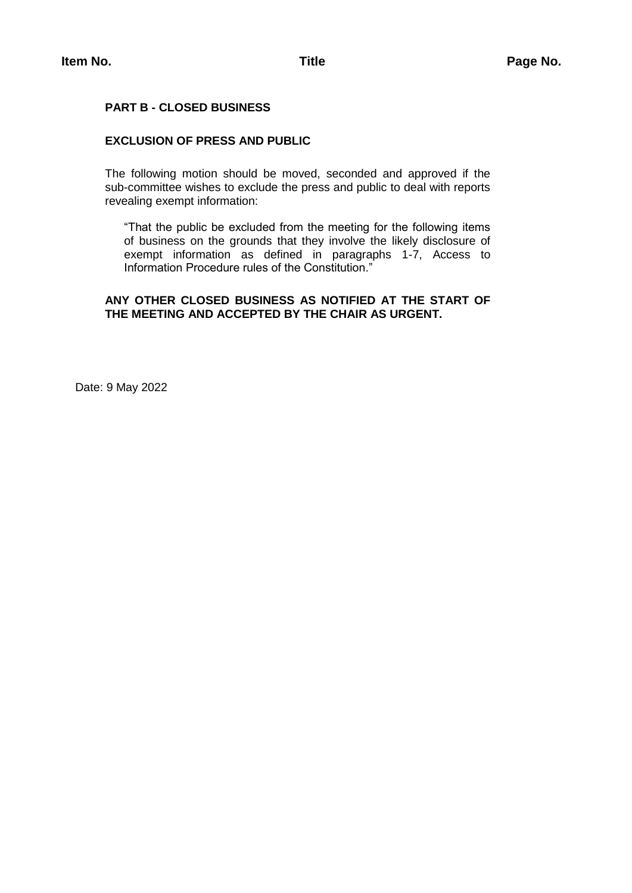| Item No. | Title | Page No. |
|---|---|---|

**PART B - CLOSED BUSINESS**

**EXCLUSION OF PRESS AND PUBLIC**

The following motion should be moved, seconded and approved if the sub-committee wishes to exclude the press and public to deal with reports revealing exempt information:

> "That the public be excluded from the meeting for the following items of business on the grounds that they involve the likely disclosure of exempt information as defined in paragraphs 1-7, Access to Information Procedure rules of the Constitution."

**ANY OTHER CLOSED BUSINESS AS NOTIFIED AT THE START OF THE MEETING AND ACCEPTED BY THE CHAIR AS URGENT.**

Date: 9 May 2022